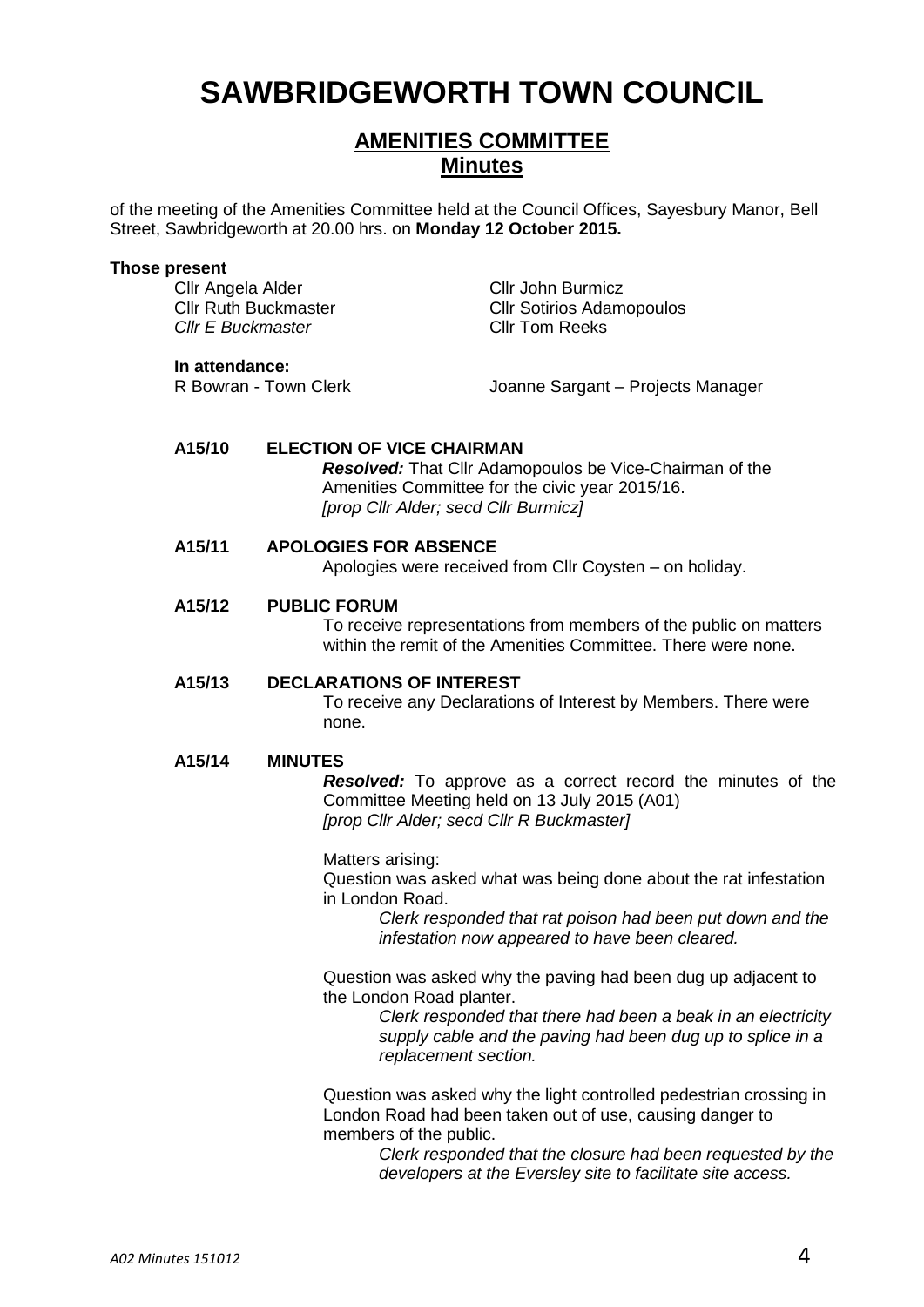# SAWBRIDGEWORTH TOWN COUNCIL

## AMENITIES COMMITTEE
## Minutes

of the meeting of the Amenities Committee held at the Council Offices, Sayesbury Manor, Bell Street, Sawbridgeworth at 20.00 hrs. on **Monday 12 October 2015.**

**Those present**

Cllr Angela Alder
Cllr Ruth Buckmaster
*Cllr E Buckmaster*
Cllr John Burmicz
Cllr Sotirios Adamopoulos
Cllr Tom Reeks

**In attendance:**

R Bowran - Town Clerk
Joanne Sargant – Projects Manager

**A15/10 ELECTION OF VICE CHAIRMAN**

***Resolved:*** That Cllr Adamopoulos be Vice-Chairman of the Amenities Committee for the civic year 2015/16.
*[prop Cllr Alder; secd Cllr Burmicz]*

**A15/11 APOLOGIES FOR ABSENCE**

Apologies were received from Cllr Coysten – on holiday.

**A15/12 PUBLIC FORUM**

To receive representations from members of the public on matters within the remit of the Amenities Committee. There were none.

**A15/13 DECLARATIONS OF INTEREST**

To receive any Declarations of Interest by Members. There were none.

**A15/14 MINUTES**

***Resolved:*** To approve as a correct record the minutes of the Committee Meeting held on 13 July 2015 (A01)
*[prop Cllr Alder; secd Cllr R Buckmaster]*

Matters arising:

Question was asked what was being done about the rat infestation in London Road.

*Clerk responded that rat poison had been put down and the infestation now appeared to have been cleared.*

Question was asked why the paving had been dug up adjacent to the London Road planter.

*Clerk responded that there had been a beak in an electricity supply cable and the paving had been dug up to splice in a replacement section.*

Question was asked why the light controlled pedestrian crossing in London Road had been taken out of use, causing danger to members of the public.

*Clerk responded that the closure had been requested by the developers at the Eversley site to facilitate site access.*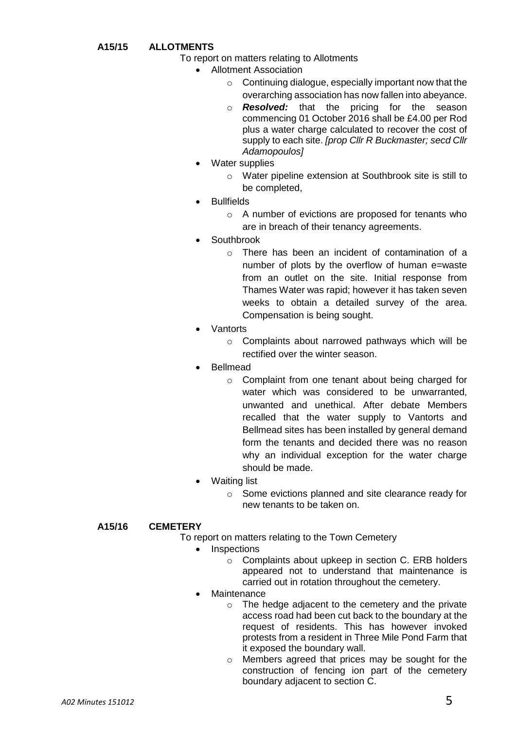**A15/15 ALLOTMENTS**

To report on matters relating to Allotments

- Allotment Association
  - Continuing dialogue, especially important now that the overarching association has now fallen into abeyance.
  - ***Resolved:*** that the pricing for the season commencing 01 October 2016 shall be £4.00 per Rod plus a water charge calculated to recover the cost of supply to each site. *[prop Cllr R Buckmaster; secd Cllr Adamopoulos]*
- Water supplies
  - Water pipeline extension at Southbrook site is still to be completed,
- Bullfields
  - A number of evictions are proposed for tenants who are in breach of their tenancy agreements.
- Southbrook
  - There has been an incident of contamination of a number of plots by the overflow of human e=waste from an outlet on the site. Initial response from Thames Water was rapid; however it has taken seven weeks to obtain a detailed survey of the area. Compensation is being sought.
- Vantorts
  - Complaints about narrowed pathways which will be rectified over the winter season.
- Bellmead
  - Complaint from one tenant about being charged for water which was considered to be unwarranted, unwanted and unethical. After debate Members recalled that the water supply to Vantorts and Bellmead sites has been installed by general demand form the tenants and decided there was no reason why an individual exception for the water charge should be made.
- Waiting list
  - Some evictions planned and site clearance ready for new tenants to be taken on.

**A15/16 CEMETERY**

To report on matters relating to the Town Cemetery

- Inspections
  - Complaints about upkeep in section C. ERB holders appeared not to understand that maintenance is carried out in rotation throughout the cemetery.
- Maintenance
  - The hedge adjacent to the cemetery and the private access road had been cut back to the boundary at the request of residents. This has however invoked protests from a resident in Three Mile Pond Farm that it exposed the boundary wall.
  - Members agreed that prices may be sought for the construction of fencing ion part of the cemetery boundary adjacent to section C.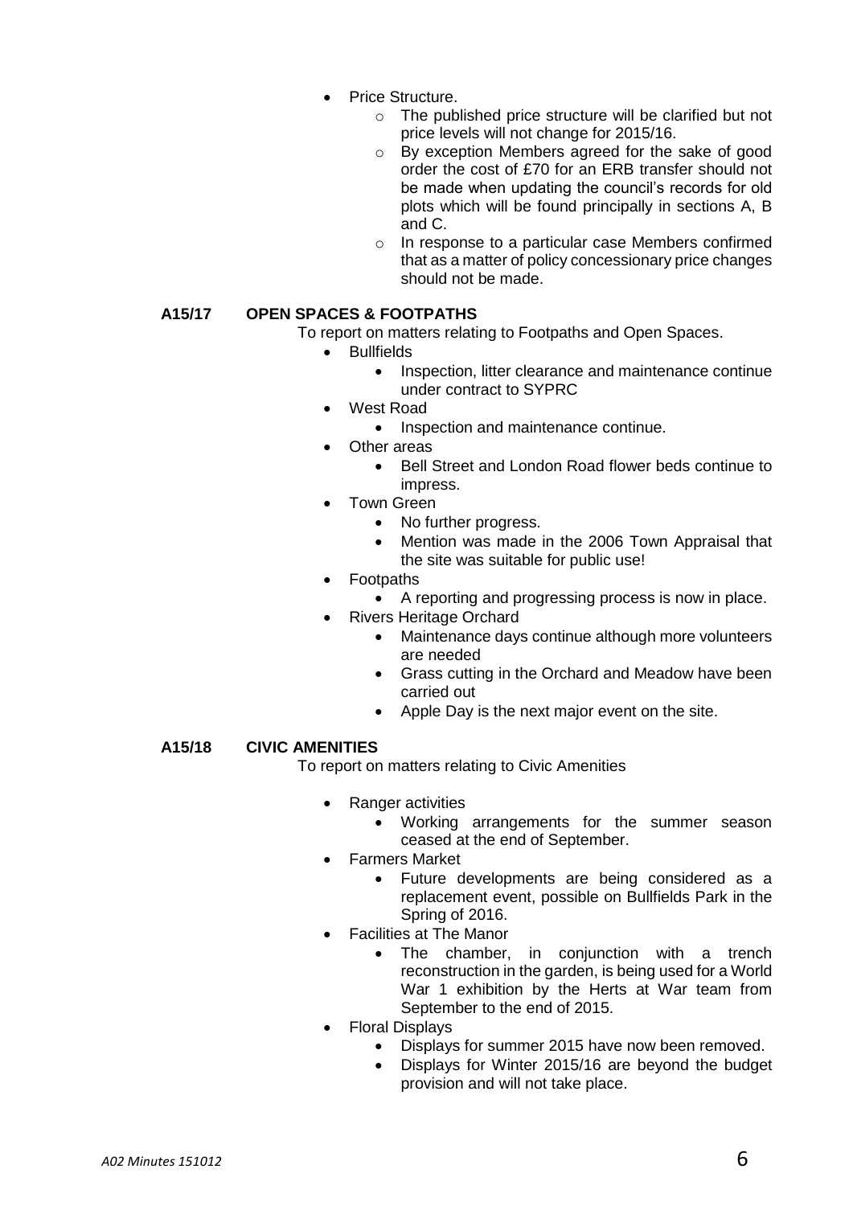- Price Structure.
  - The published price structure will be clarified but not price levels will not change for 2015/16.
  - By exception Members agreed for the sake of good order the cost of £70 for an ERB transfer should not be made when updating the council's records for old plots which will be found principally in sections A, B and C.
  - In response to a particular case Members confirmed that as a matter of policy concessionary price changes should not be made.

**A15/17 OPEN SPACES & FOOTPATHS**

To report on matters relating to Footpaths and Open Spaces.

- Bullfields
  - Inspection, litter clearance and maintenance continue under contract to SYPRC
- West Road
  - Inspection and maintenance continue.
- Other areas
  - Bell Street and London Road flower beds continue to impress.
- Town Green
  - No further progress.
  - Mention was made in the 2006 Town Appraisal that the site was suitable for public use!
- Footpaths
  - A reporting and progressing process is now in place.
- Rivers Heritage Orchard
  - Maintenance days continue although more volunteers are needed
  - Grass cutting in the Orchard and Meadow have been carried out
  - Apple Day is the next major event on the site.

**A15/18 CIVIC AMENITIES**

To report on matters relating to Civic Amenities

- Ranger activities
  - Working arrangements for the summer season ceased at the end of September.
- Farmers Market
  - Future developments are being considered as a replacement event, possible on Bullfields Park in the Spring of 2016.
- Facilities at The Manor
  - The chamber, in conjunction with a trench reconstruction in the garden, is being used for a World War 1 exhibition by the Herts at War team from September to the end of 2015.
- Floral Displays
  - Displays for summer 2015 have now been removed.
  - Displays for Winter 2015/16 are beyond the budget provision and will not take place.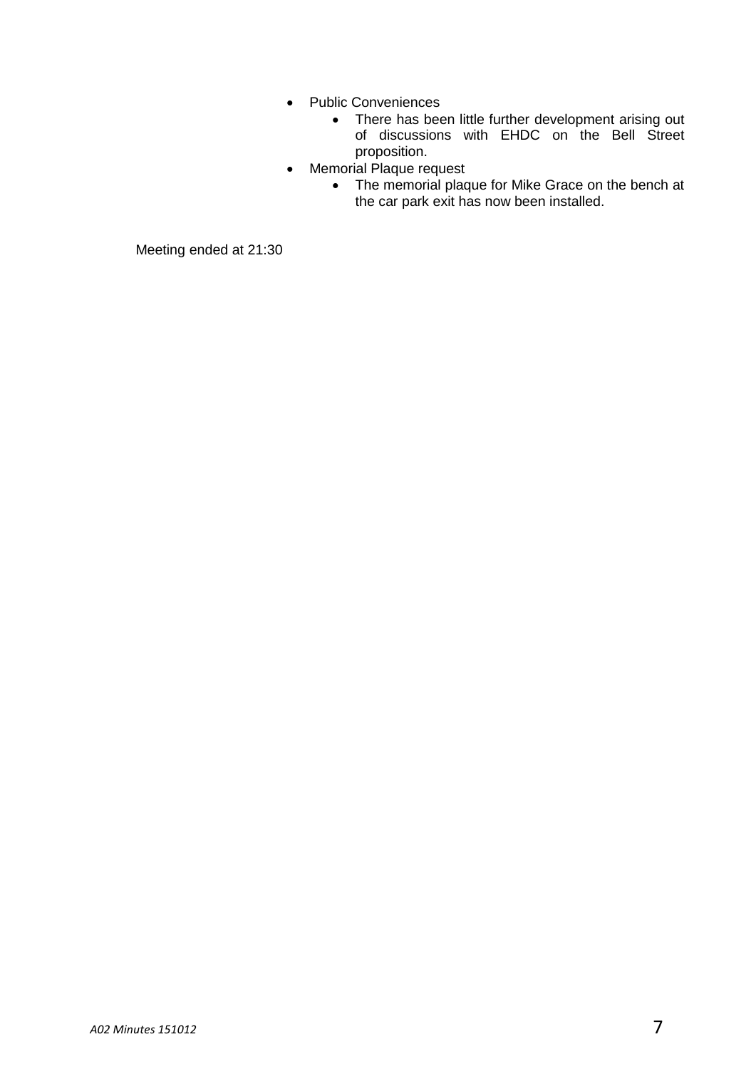- Public Conveniences
    - There has been little further development arising out of discussions with EHDC on the Bell Street proposition.
- Memorial Plaque request
    - The memorial plaque for Mike Grace on the bench at the car park exit has now been installed.

Meeting ended at 21:30